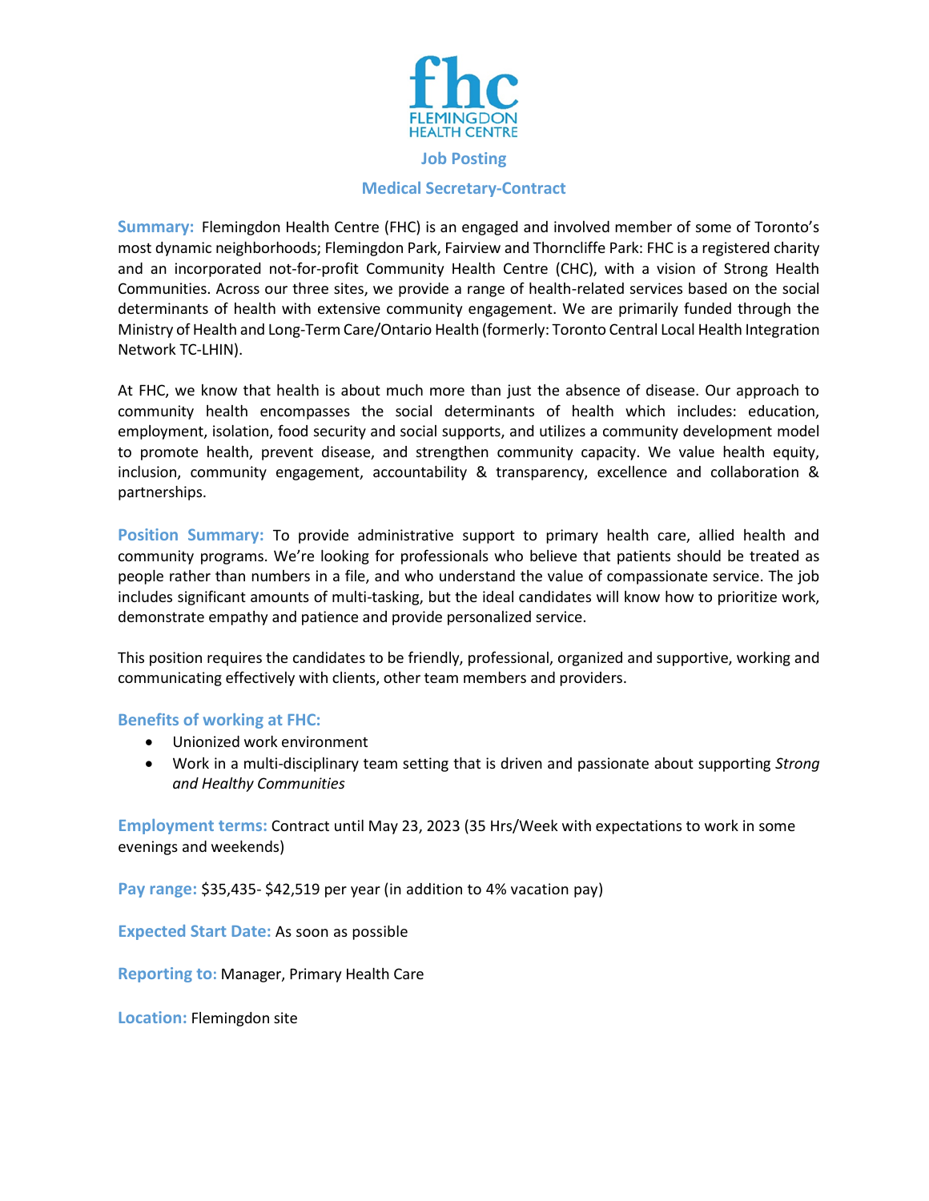fhc
FLEMINGDON
HEALTH CENTRE

## Job Posting

## Medical Secretary-Contract

**Summary:** Flemingdon Health Centre (FHC) is an engaged and involved member of some of Toronto's most dynamic neighborhoods; Flemingdon Park, Fairview and Thorncliffe Park: FHC is a registered charity and an incorporated not-for-profit Community Health Centre (CHC), with a vision of Strong Health Communities. Across our three sites, we provide a range of health-related services based on the social determinants of health with extensive community engagement. We are primarily funded through the Ministry of Health and Long-Term Care/Ontario Health (formerly: Toronto Central Local Health Integration Network TC-LHIN).

At FHC, we know that health is about much more than just the absence of disease. Our approach to community health encompasses the social determinants of health which includes: education, employment, isolation, food security and social supports, and utilizes a community development model to promote health, prevent disease, and strengthen community capacity. We value health equity, inclusion, community engagement, accountability & transparency, excellence and collaboration & partnerships.

**Position Summary:** To provide administrative support to primary health care, allied health and community programs. We're looking for professionals who believe that patients should be treated as people rather than numbers in a file, and who understand the value of compassionate service. The job includes significant amounts of multi-tasking, but the ideal candidates will know how to prioritize work, demonstrate empathy and patience and provide personalized service.

This position requires the candidates to be friendly, professional, organized and supportive, working and communicating effectively with clients, other team members and providers.

**Benefits of working at FHC:**

- Unionized work environment
- Work in a multi-disciplinary team setting that is driven and passionate about supporting *Strong and Healthy Communities*

**Employment terms:** Contract until May 23, 2023 (35 Hrs/Week with expectations to work in some evenings and weekends)

**Pay range:** $35,435- $42,519 per year (in addition to 4% vacation pay)

**Expected Start Date:** As soon as possible

**Reporting to:** Manager, Primary Health Care

**Location:** Flemingdon site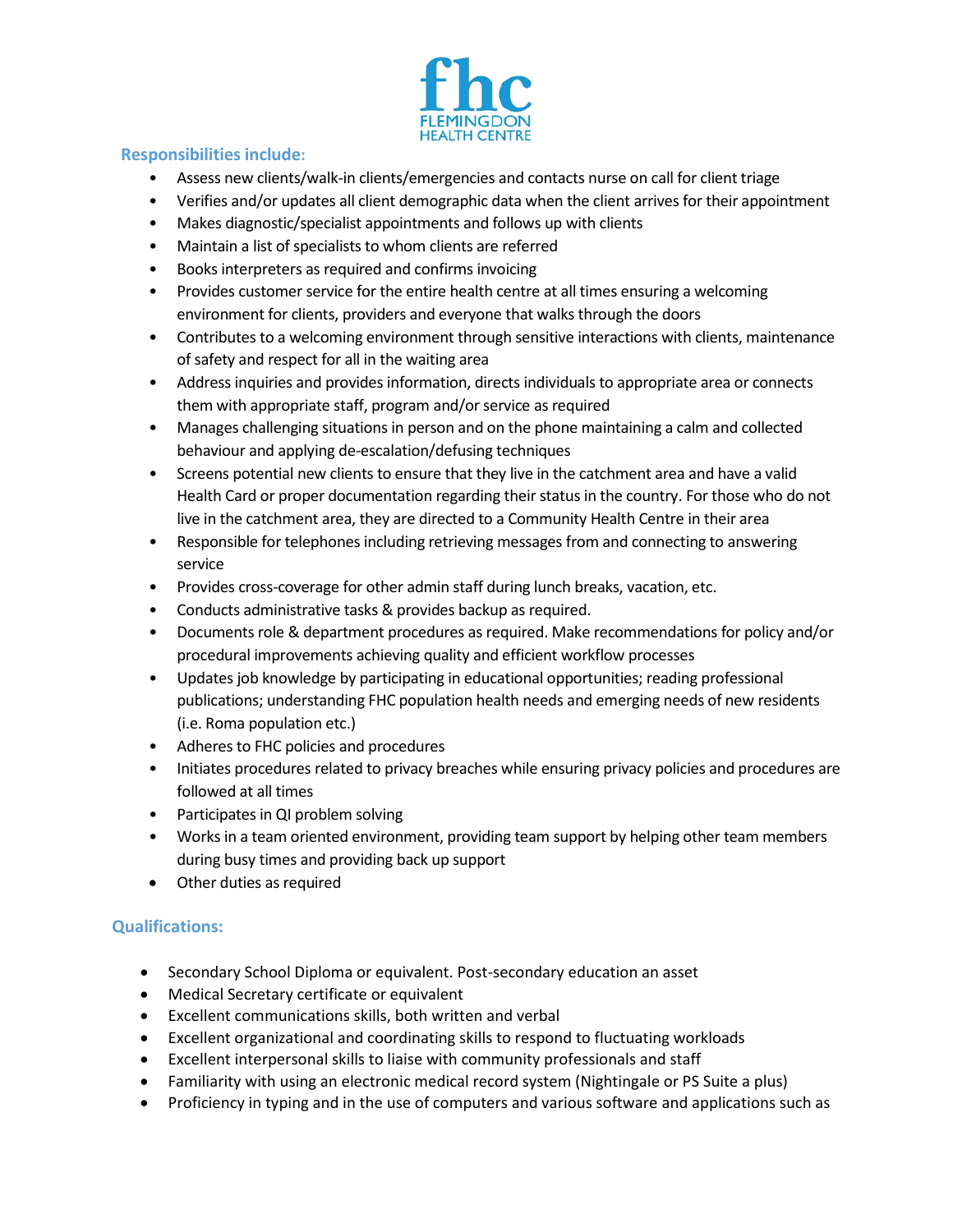## Responsibilities include:

- Assess new clients/walk-in clients/emergencies and contacts nurse on call for client triage
- Verifies and/or updates all client demographic data when the client arrives for their appointment
- Makes diagnostic/specialist appointments and follows up with clients
- Maintain a list of specialists to whom clients are referred
- Books interpreters as required and confirms invoicing
- Provides customer service for the entire health centre at all times ensuring a welcoming environment for clients, providers and everyone that walks through the doors
- Contributes to a welcoming environment through sensitive interactions with clients, maintenance of safety and respect for all in the waiting area
- Address inquiries and provides information, directs individuals to appropriate area or connects them with appropriate staff, program and/or service as required
- Manages challenging situations in person and on the phone maintaining a calm and collected behaviour and applying de-escalation/defusing techniques
- Screens potential new clients to ensure that they live in the catchment area and have a valid Health Card or proper documentation regarding their status in the country. For those who do not live in the catchment area, they are directed to a Community Health Centre in their area
- Responsible for telephones including retrieving messages from and connecting to answering service
- Provides cross-coverage for other admin staff during lunch breaks, vacation, etc.
- Conducts administrative tasks & provides backup as required.
- Documents role & department procedures as required. Make recommendations for policy and/or procedural improvements achieving quality and efficient workflow processes
- Updates job knowledge by participating in educational opportunities; reading professional publications; understanding FHC population health needs and emerging needs of new residents (i.e. Roma population etc.)
- Adheres to FHC policies and procedures
- Initiates procedures related to privacy breaches while ensuring privacy policies and procedures are followed at all times
- Participates in QI problem solving
- Works in a team oriented environment, providing team support by helping other team members during busy times and providing back up support
- Other duties as required

## Qualifications:

- Secondary School Diploma or equivalent. Post-secondary education an asset
- Medical Secretary certificate or equivalent
- Excellent communications skills, both written and verbal
- Excellent organizational and coordinating skills to respond to fluctuating workloads
- Excellent interpersonal skills to liaise with community professionals and staff
- Familiarity with using an electronic medical record system (Nightingale or PS Suite a plus)
- Proficiency in typing and in the use of computers and various software and applications such as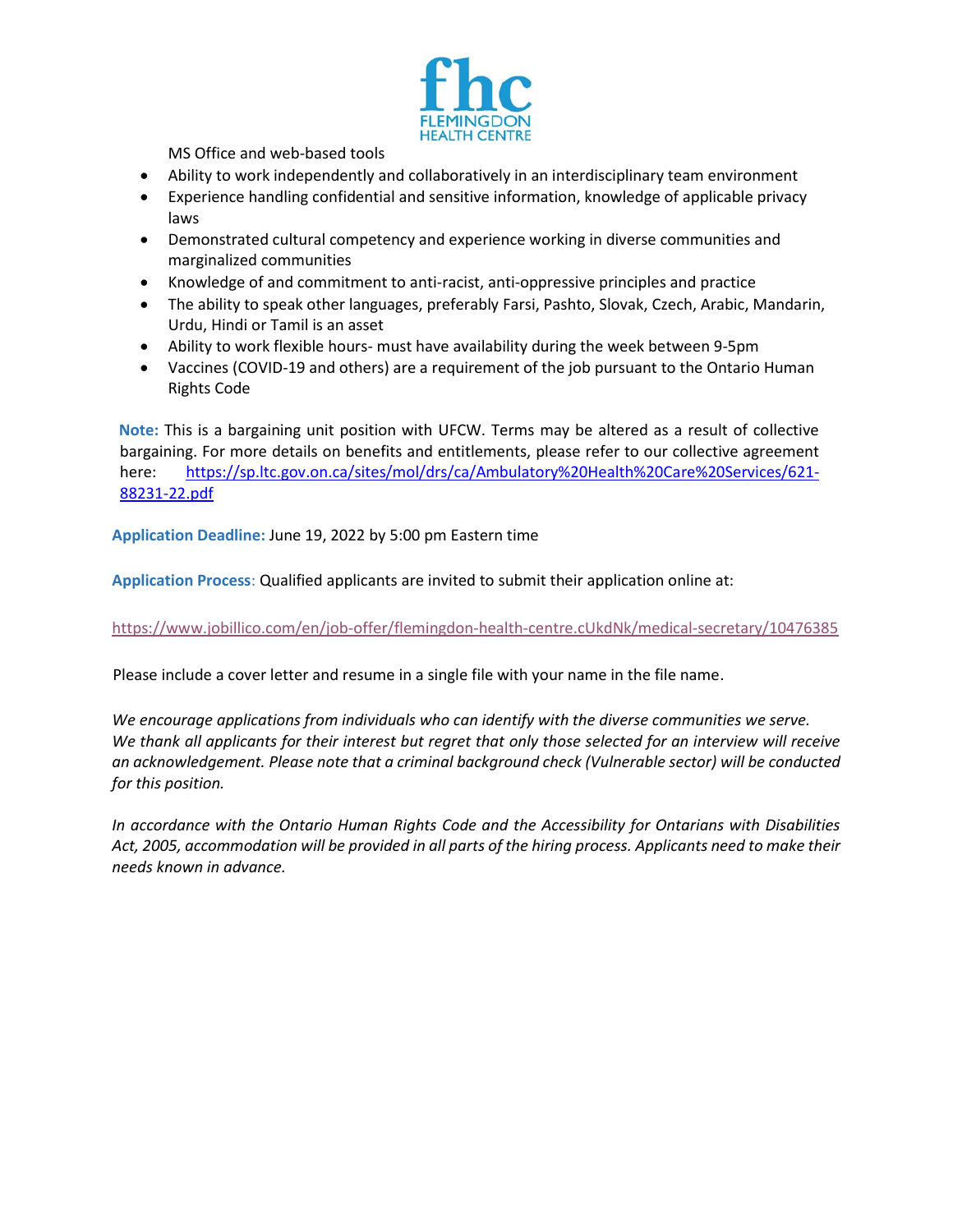MS Office and web-based tools

- Ability to work independently and collaboratively in an interdisciplinary team environment
- Experience handling confidential and sensitive information, knowledge of applicable privacy laws
- Demonstrated cultural competency and experience working in diverse communities and marginalized communities
- Knowledge of and commitment to anti-racist, anti-oppressive principles and practice
- The ability to speak other languages, preferably Farsi, Pashto, Slovak, Czech, Arabic, Mandarin, Urdu, Hindi or Tamil is an asset
- Ability to work flexible hours- must have availability during the week between 9-5pm
- Vaccines (COVID-19 and others) are a requirement of the job pursuant to the Ontario Human Rights Code

**Note:** This is a bargaining unit position with UFCW. Terms may be altered as a result of collective bargaining. For more details on benefits and entitlements, please refer to our collective agreement here: https://sp.ltc.gov.on.ca/sites/mol/drs/ca/Ambulatory%20Health%20Care%20Services/621-88231-22.pdf

**Application Deadline:** June 19, 2022 by 5:00 pm Eastern time

**Application Process**: Qualified applicants are invited to submit their application online at:

https://www.jobillico.com/en/job-offer/flemingdon-health-centre.cUkdNk/medical-secretary/10476385

Please include a cover letter and resume in a single file with your name in the file name.

*We encourage applications from individuals who can identify with the diverse communities we serve. We thank all applicants for their interest but regret that only those selected for an interview will receive an acknowledgement. Please note that a criminal background check (Vulnerable sector) will be conducted for this position.*

*In accordance with the Ontario Human Rights Code and the Accessibility for Ontarians with Disabilities Act, 2005, accommodation will be provided in all parts of the hiring process. Applicants need to make their needs known in advance.*